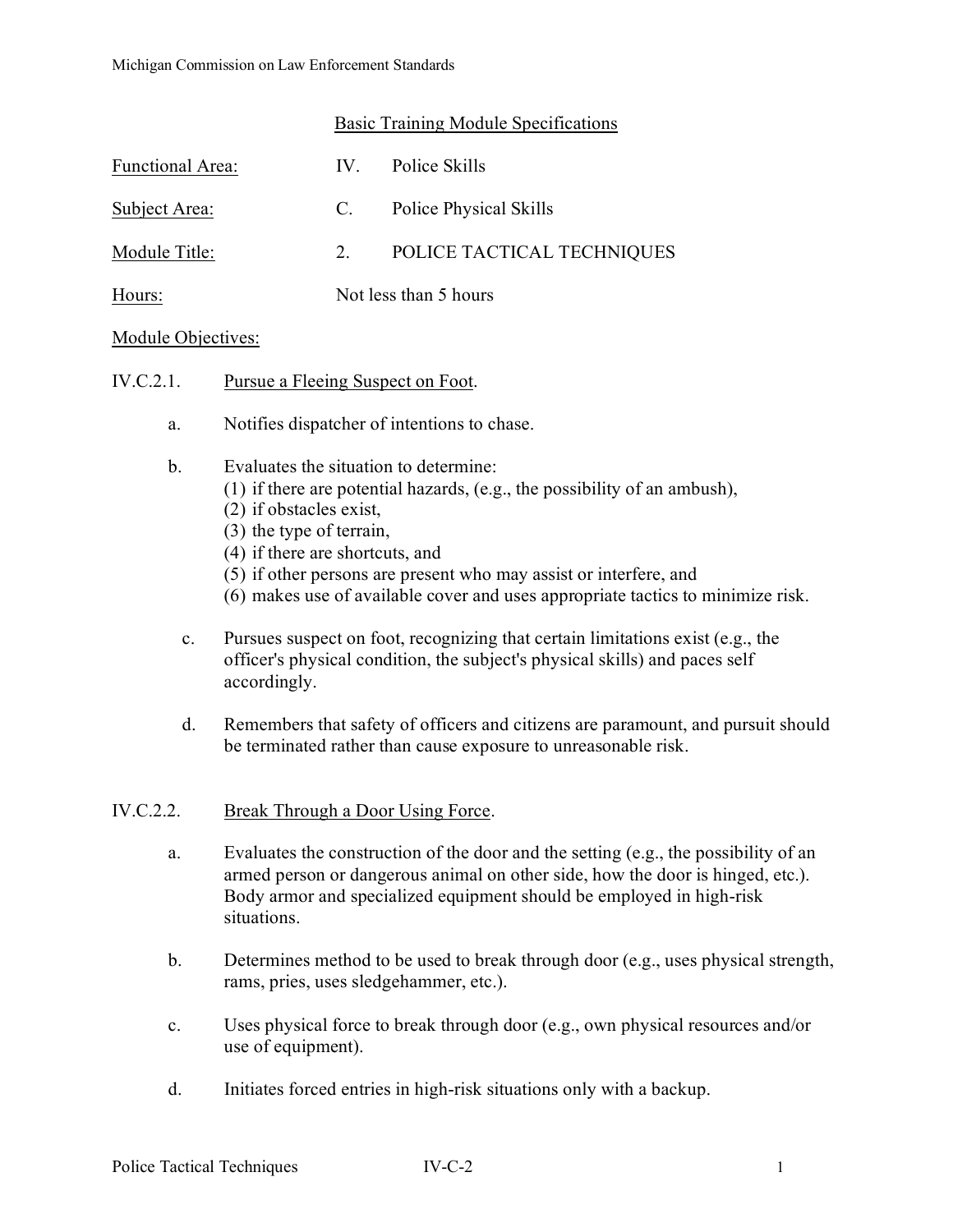Michigan Commission on Law Enforcement Standards

## Basic Training Module Specifications

**Functional Area:** IV. Police Skills

**Subject Area:** C. Police Physical Skills

**Module Title:** 2. POLICE TACTICAL TECHNIQUES

**Hours:** Not less than 5 hours

**Module Objectives:**

### IV.C.2.1. Pursue a Fleeing Suspect on Foot.

a. Notifies dispatcher of intentions to chase.

b. Evaluates the situation to determine:
   (1) if there are potential hazards, (e.g., the possibility of an ambush),
   (2) if obstacles exist,
   (3) the type of terrain,
   (4) if there are shortcuts, and
   (5) if other persons are present who may assist or interfere, and
   (6) makes use of available cover and uses appropriate tactics to minimize risk.

c. Pursues suspect on foot, recognizing that certain limitations exist (e.g., the officer's physical condition, the subject's physical skills) and paces self accordingly.

d. Remembers that safety of officers and citizens are paramount, and pursuit should be terminated rather than cause exposure to unreasonable risk.

### IV.C.2.2. Break Through a Door Using Force.

a. Evaluates the construction of the door and the setting (e.g., the possibility of an armed person or dangerous animal on other side, how the door is hinged, etc.). Body armor and specialized equipment should be employed in high-risk situations.

b. Determines method to be used to break through door (e.g., uses physical strength, rams, pries, uses sledgehammer, etc.).

c. Uses physical force to break through door (e.g., own physical resources and/or use of equipment).

d. Initiates forced entries in high-risk situations only with a backup.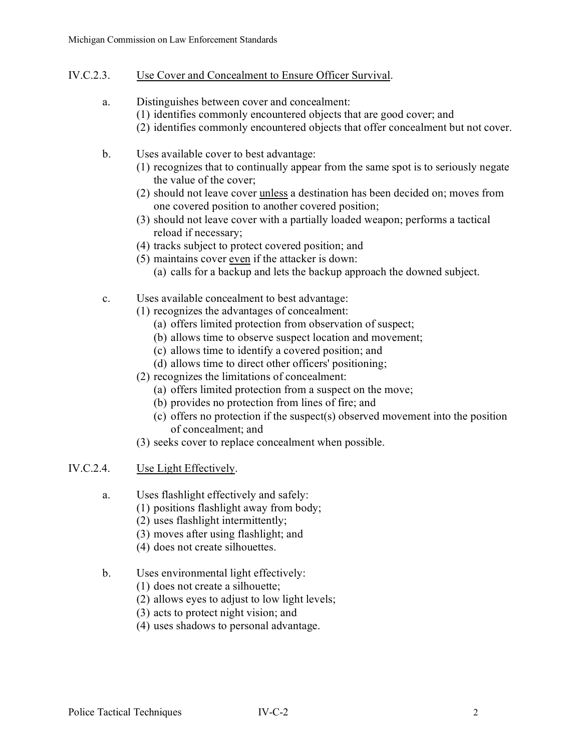IV.C.2.3. <u>Use Cover and Concealment to Ensure Officer Survival</u>.

a. Distinguishes between cover and concealment:
   (1) identifies commonly encountered objects that are good cover; and
   (2) identifies commonly encountered objects that offer concealment but not cover.

b. Uses available cover to best advantage:
   (1) recognizes that to continually appear from the same spot is to seriously negate the value of the cover;
   (2) should not leave cover <u>unless</u> a destination has been decided on; moves from one covered position to another covered position;
   (3) should not leave cover with a partially loaded weapon; performs a tactical reload if necessary;
   (4) tracks subject to protect covered position; and
   (5) maintains cover <u>even</u> if the attacker is down:
      (a) calls for a backup and lets the backup approach the downed subject.

c. Uses available concealment to best advantage:
   (1) recognizes the advantages of concealment:
      (a) offers limited protection from observation of suspect;
      (b) allows time to observe suspect location and movement;
      (c) allows time to identify a covered position; and
      (d) allows time to direct other officers' positioning;
   (2) recognizes the limitations of concealment:
      (a) offers limited protection from a suspect on the move;
      (b) provides no protection from lines of fire; and
      (c) offers no protection if the suspect(s) observed movement into the position of concealment; and
   (3) seeks cover to replace concealment when possible.

IV.C.2.4. <u>Use Light Effectively</u>.

a. Uses flashlight effectively and safely:
   (1) positions flashlight away from body;
   (2) uses flashlight intermittently;
   (3) moves after using flashlight; and
   (4) does not create silhouettes.

b. Uses environmental light effectively:
   (1) does not create a silhouette;
   (2) allows eyes to adjust to low light levels;
   (3) acts to protect night vision; and
   (4) uses shadows to personal advantage.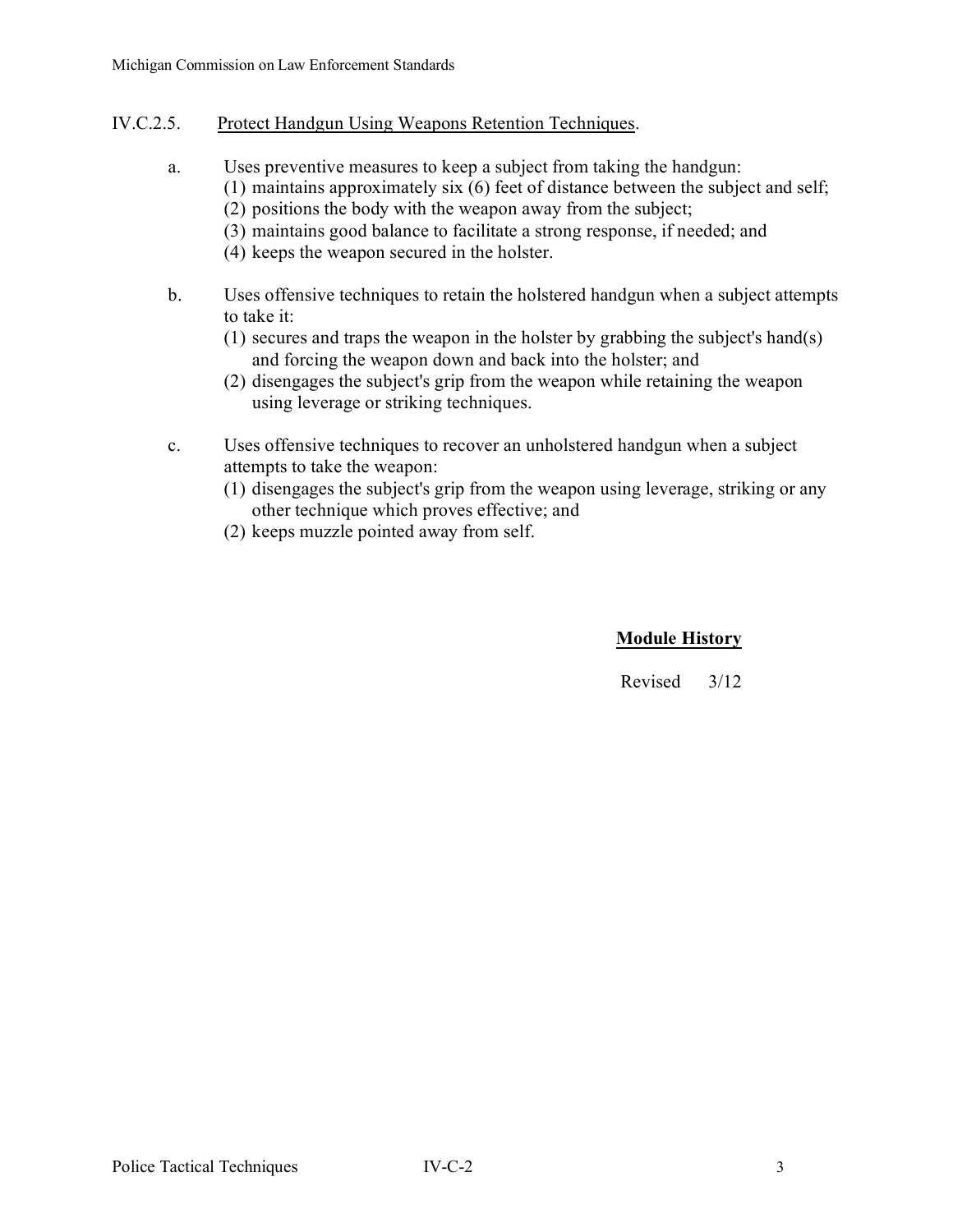IV.C.2.5. Protect Handgun Using Weapons Retention Techniques.

a. Uses preventive measures to keep a subject from taking the handgun:
   (1) maintains approximately six (6) feet of distance between the subject and self;
   (2) positions the body with the weapon away from the subject;
   (3) maintains good balance to facilitate a strong response, if needed; and
   (4) keeps the weapon secured in the holster.

b. Uses offensive techniques to retain the holstered handgun when a subject attempts to take it:
   (1) secures and traps the weapon in the holster by grabbing the subject's hand(s) and forcing the weapon down and back into the holster; and
   (2) disengages the subject's grip from the weapon while retaining the weapon using leverage or striking techniques.

c. Uses offensive techniques to recover an unholstered handgun when a subject attempts to take the weapon:
   (1) disengages the subject's grip from the weapon using leverage, striking or any other technique which proves effective; and
   (2) keeps muzzle pointed away from self.

**Module History**

Revised 3/12